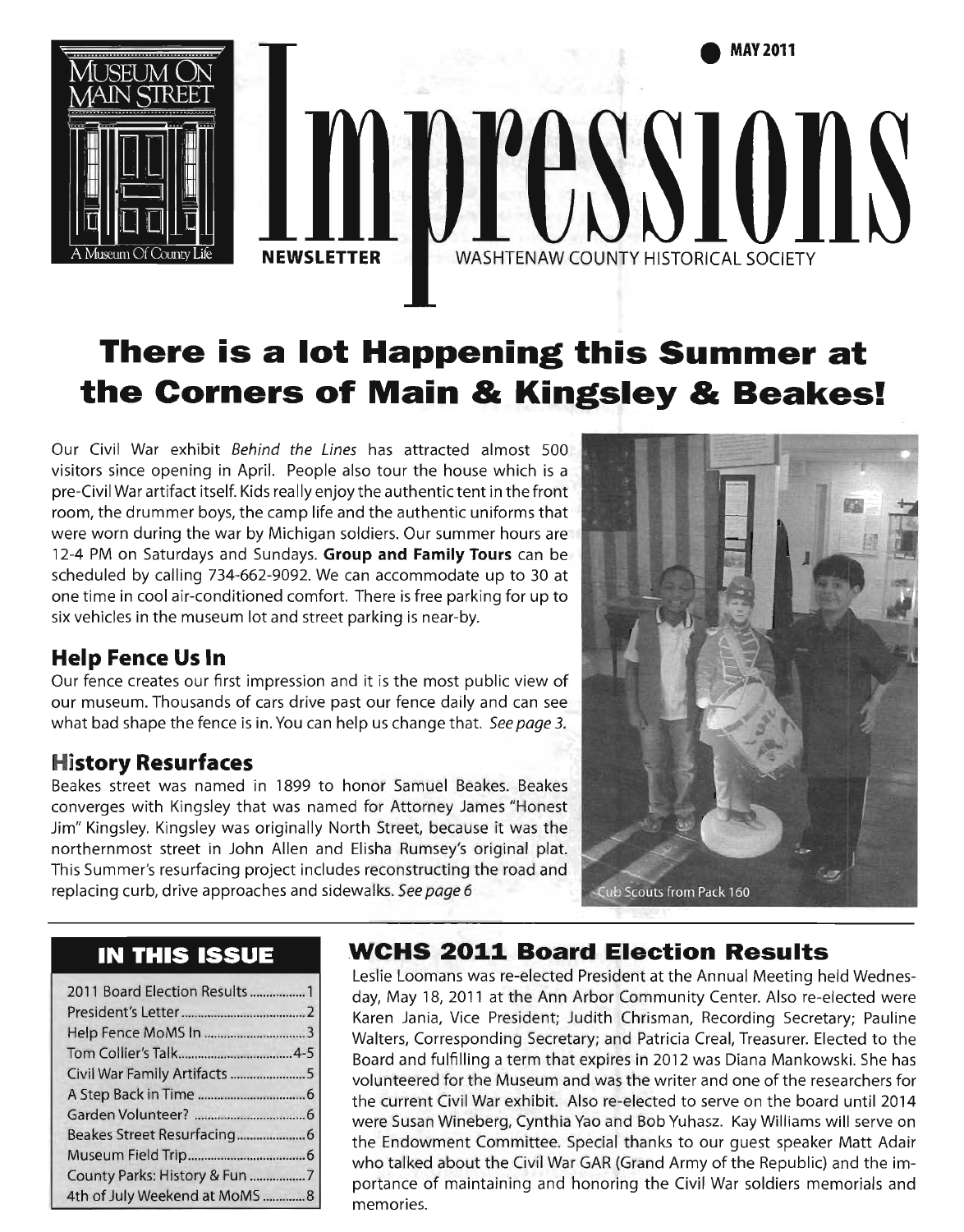MAY 2011

# Impressions

NEWSLETTER — WASHTENAW COUNTY HISTORICAL SOCIETY

Museum On Main Street — A Museum Of County Life

# There is a lot Happening this Summer at the Corners of Main & Kingsley & Beakes!

Our Civil War exhibit *Behind the Lines* has attracted almost 500 visitors since opening in April. People also tour the house which is a pre-Civil War artifact itself. Kids really enjoy the authentic tent in the front room, the drummer boys, the camp life and the authentic uniforms that were worn during the war by Michigan soldiers. Our summer hours are 12-4 PM on Saturdays and Sundays. **Group and Family Tours** can be scheduled by calling 734-662-9092. We can accommodate up to 30 at one time in cool air-conditioned comfort. There is free parking for up to six vehicles in the museum lot and street parking is near-by.

## Help Fence Us In

Our fence creates our first impression and it is the most public view of our museum. Thousands of cars drive past our fence daily and can see what bad shape the fence is in. You can help us change that. *See page 3.*

## History Resurfaces

Beakes street was named in 1899 to honor Samuel Beakes. Beakes converges with Kingsley that was named for Attorney James "Honest Jim" Kingsley. Kingsley was originally North Street, because it was the northernmost street in John Allen and Elisha Rumsey's original plat. This Summer's resurfacing project includes reconstructing the road and replacing curb, drive approaches and sidewalks. *See page 6*

Cub Scouts from Pack 160

## IN THIS ISSUE

| | |
|---|---|
| 2011 Board Election Results | 1 |
| President's Letter | 2 |
| Help Fence MoMS In | 3 |
| Tom Collier's Talk | 4-5 |
| Civil War Family Artifacts | 5 |
| A Step Back in Time | 6 |
| Garden Volunteer? | 6 |
| Beakes Street Resurfacing | 6 |
| Museum Field Trip | 6 |
| County Parks: History & Fun | 7 |
| 4th of July Weekend at MoMS | 8 |

## WCHS 2011 Board Election Results

Leslie Loomans was re-elected President at the Annual Meeting held Wednesday, May 18, 2011 at the Ann Arbor Community Center. Also re-elected were Karen Jania, Vice President; Judith Chrisman, Recording Secretary; Pauline Walters, Corresponding Secretary; and Patricia Creal, Treasurer. Elected to the Board and fulfilling a term that expires in 2012 was Diana Mankowski. She has volunteered for the Museum and was the writer and one of the researchers for the current Civil War exhibit. Also re-elected to serve on the board until 2014 were Susan Wineberg, Cynthia Yao and Bob Yuhasz. Kay Williams will serve on the Endowment Committee. Special thanks to our guest speaker Matt Adair who talked about the Civil War GAR (Grand Army of the Republic) and the importance of maintaining and honoring the Civil War soldiers memorials and memories.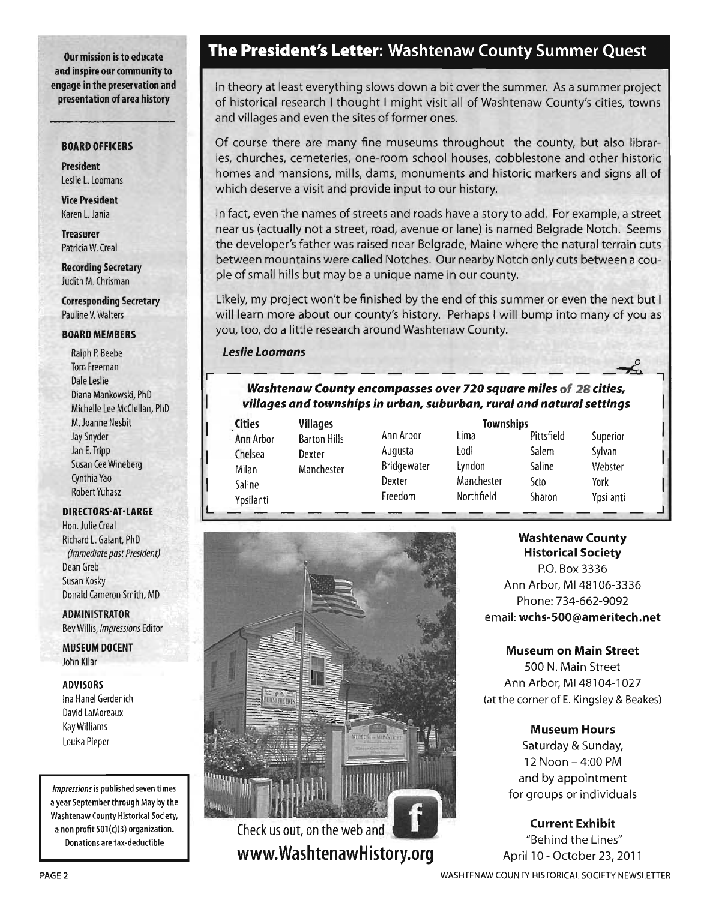## The President's Letter: Washtenaw County Summer Quest

In theory at least everything slows down a bit over the summer. As a summer project of historical research I thought I might visit all of Washtenaw County's cities, towns and villages and even the sites of former ones.

Of course there are many fine museums throughout the county, but also libraries, churches, cemeteries, one-room school houses, cobblestone and other historic homes and mansions, mills, dams, monuments and historic markers and signs all of which deserve a visit and provide input to our history.

In fact, even the names of streets and roads have a story to add. For example, a street near us (actually not a street, road, avenue or lane) is named Belgrade Notch. Seems the developer's father was raised near Belgrade, Maine where the natural terrain cuts between mountains were called Notches. Our nearby Notch only cuts between a couple of small hills but may be a unique name in our county.

Likely, my project won't be finished by the end of this summer or even the next but I will learn more about our county's history. Perhaps I will bump into many of you as you, too, do a little research around Washtenaw County.

***Leslie Loomans***

***Washtenaw County encompasses over 720 square miles of 28 cities, villages and townships in urban, suburban, rural and natural settings***

| Cities | Villages | Townships | | | |
|---|---|---|---|---|---|
| Ann Arbor | Barton Hills | Ann Arbor | Lima | Pittsfield | Superior |
| Chelsea | Dexter | Augusta | Lodi | Salem | Sylvan |
| Milan | Manchester | Bridgewater | Lyndon | Saline | Webster |
| Saline | | Dexter | Manchester | Scio | York |
| Ypsilanti | | Freedom | Northfield | Sharon | Ypsilanti |

**Our mission is to educate and inspire our community to engage in the preservation and presentation of area history**

**BOARD OFFICERS**

**President**
Leslie L. Loomans

**Vice President**
Karen L. Jania

**Treasurer**
Patricia W. Creal

**Recording Secretary**
Judith M. Chrisman

**Corresponding Secretary**
Pauline V. Walters

**BOARD MEMBERS**

Ralph P. Beebe
Tom Freeman
Dale Leslie
Diana Mankowski, PhD
Michelle Lee McClellan, PhD
M. Joanne Nesbit
Jay Snyder
Jan E. Tripp
Susan Cee Wineberg
Cynthia Yao
Robert Yuhasz

**DIRECTORS-AT-LARGE**

Hon. Julie Creal
Richard L. Galant, PhD
*(Immediate past President)*
Dean Greb
Susan Kosky
Donald Cameron Smith, MD

**ADMINISTRATOR**
Bev Willis, *Impressions* Editor

**MUSEUM DOCENT**
John Kilar

**ADVISORS**
Ina Hanel Gerdenich
David LaMoreaux
Kay Williams
Louisa Pieper

*Impressions* is published seven times a year September through May by the Washtenaw County Historical Society, a non profit 501(c)(3) organization. Donations are tax-deductible

Check us out, on the web and
**www.WashtenawHistory.org**

**Washtenaw County Historical Society**
P.O. Box 3336
Ann Arbor, MI 48106-3336
Phone: 734-662-9092
email: **wchs-500@ameritech.net**

**Museum on Main Street**
500 N. Main Street
Ann Arbor, MI 48104-1027
(at the corner of E. Kingsley & Beakes)

**Museum Hours**
Saturday & Sunday,
12 Noon – 4:00 PM
and by appointment
for groups or individuals

**Current Exhibit**
"Behind the Lines"
April 10 - October 23, 2011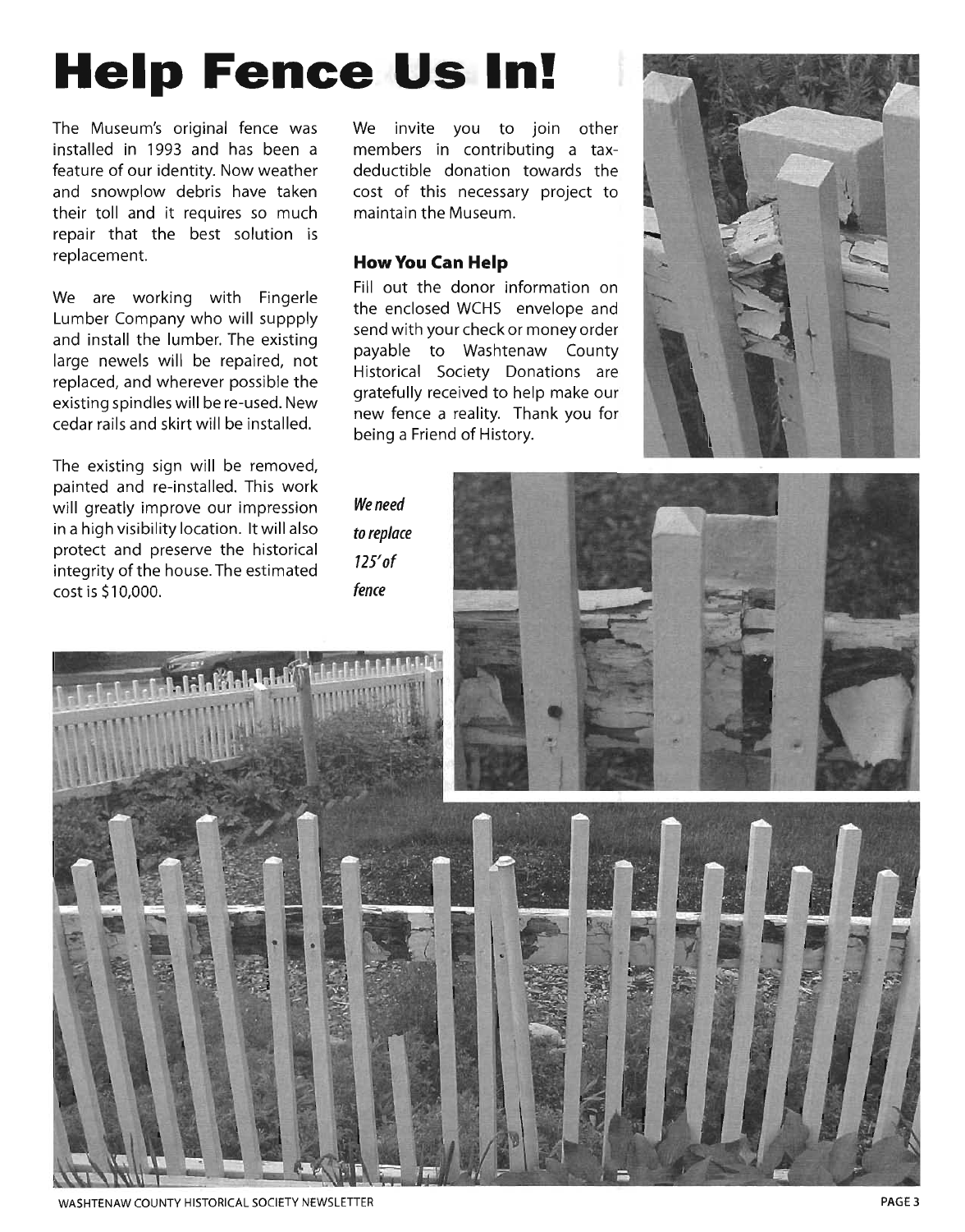# Help Fence Us In!

The Museum's original fence was installed in 1993 and has been a feature of our identity. Now weather and snowplow debris have taken their toll and it requires so much repair that the best solution is replacement.

We are working with Fingerle Lumber Company who will suppply and install the lumber. The existing large newels will be repaired, not replaced, and wherever possible the existing spindles will be re-used. New cedar rails and skirt will be installed.

The existing sign will be removed, painted and re-installed. This work will greatly improve our impression in a high visibility location. It will also protect and preserve the historical integrity of the house. The estimated cost is $10,000.

We invite you to join other members in contributing a tax-deductible donation towards the cost of this necessary project to maintain the Museum.

### How You Can Help

Fill out the donor information on the enclosed WCHS envelope and send with your check or money order payable to Washtenaw County Historical Society Donations are gratefully received to help make our new fence a reality. Thank you for being a Friend of History.

***We need to replace 125' of fence***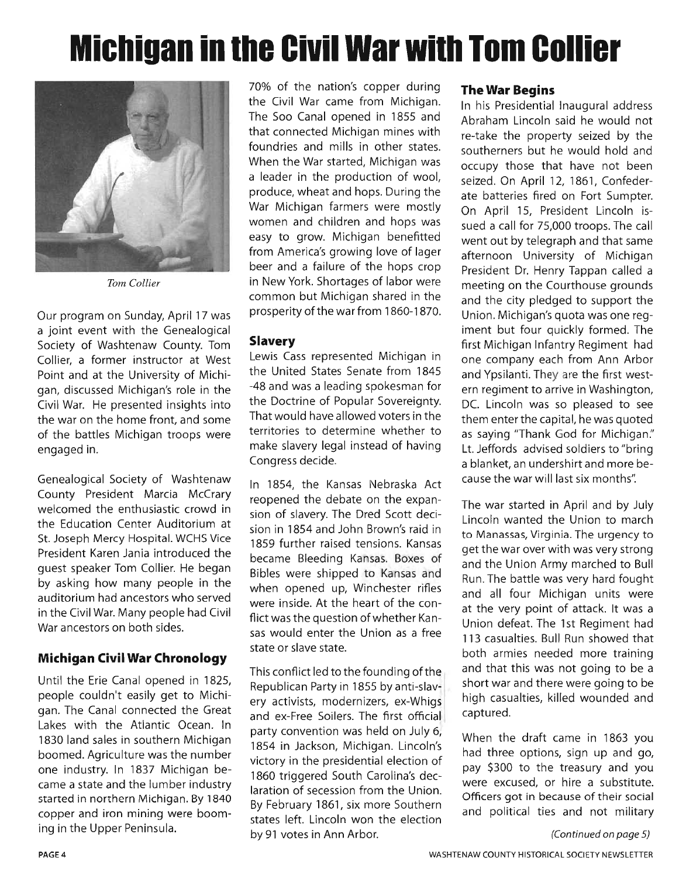# Michigan in the Civil War with Tom Collier

*Tom Collier*

Our program on Sunday, April 17 was a joint event with the Genealogical Society of Washtenaw County. Tom Collier, a former instructor at West Point and at the University of Michigan, discussed Michigan's role in the Civil War. He presented insights into the war on the home front, and some of the battles Michigan troops were engaged in.

Genealogical Society of Washtenaw County President Marcia McCrary welcomed the enthusiastic crowd in the Education Center Auditorium at St. Joseph Mercy Hospital. WCHS Vice President Karen Jania introduced the guest speaker Tom Collier. He began by asking how many people in the auditorium had ancestors who served in the Civil War. Many people had Civil War ancestors on both sides.

### Michigan Civil War Chronology

Until the Erie Canal opened in 1825, people couldn't easily get to Michigan. The Canal connected the Great Lakes with the Atlantic Ocean. In 1830 land sales in southern Michigan boomed. Agriculture was the number one industry. In 1837 Michigan became a state and the lumber industry started in northern Michigan. By 1840 copper and iron mining were booming in the Upper Peninsula.

70% of the nation's copper during the Civil War came from Michigan. The Soo Canal opened in 1855 and that connected Michigan mines with foundries and mills in other states. When the War started, Michigan was a leader in the production of wool, produce, wheat and hops. During the War Michigan farmers were mostly women and children and hops was easy to grow. Michigan benefitted from America's growing love of lager beer and a failure of the hops crop in New York. Shortages of labor were common but Michigan shared in the prosperity of the war from 1860-1870.

### Slavery

Lewis Cass represented Michigan in the United States Senate from 1845 -48 and was a leading spokesman for the Doctrine of Popular Sovereignty. That would have allowed voters in the territories to determine whether to make slavery legal instead of having Congress decide.

In 1854, the Kansas Nebraska Act reopened the debate on the expansion of slavery. The Dred Scott decision in 1854 and John Brown's raid in 1859 further raised tensions. Kansas became Bleeding Kansas. Boxes of Bibles were shipped to Kansas and when opened up, Winchester rifles were inside. At the heart of the conflict was the question of whether Kansas would enter the Union as a free state or slave state.

This conflict led to the founding of the Republican Party in 1855 by anti-slavery activists, modernizers, ex-Whigs and ex-Free Soilers. The first official party convention was held on July 6, 1854 in Jackson, Michigan. Lincoln's victory in the presidential election of 1860 triggered South Carolina's declaration of secession from the Union. By February 1861, six more Southern states left. Lincoln won the election by 91 votes in Ann Arbor.

### The War Begins

In his Presidential Inaugural address Abraham Lincoln said he would not re-take the property seized by the southerners but he would hold and occupy those that have not been seized. On April 12, 1861, Confederate batteries fired on Fort Sumpter. On April 15, President Lincoln issued a call for 75,000 troops. The call went out by telegraph and that same afternoon University of Michigan President Dr. Henry Tappan called a meeting on the Courthouse grounds and the city pledged to support the Union. Michigan's quota was one regiment but four quickly formed. The first Michigan Infantry Regiment had one company each from Ann Arbor and Ypsilanti. They are the first western regiment to arrive in Washington, DC. Lincoln was so pleased to see them enter the capital, he was quoted as saying "Thank God for Michigan." Lt. Jeffords advised soldiers to "bring a blanket, an undershirt and more because the war will last six months".

The war started in April and by July Lincoln wanted the Union to march to Manassas, Virginia. The urgency to get the war over with was very strong and the Union Army marched to Bull Run. The battle was very hard fought and all four Michigan units were at the very point of attack. It was a Union defeat. The 1st Regiment had 113 casualties. Bull Run showed that both armies needed more training and that this was not going to be a short war and there were going to be high casualties, killed wounded and captured.

When the draft came in 1863 you had three options, sign up and go, pay $300 to the treasury and you were excused, or hire a substitute. Officers got in because of their social and political ties and not military

*(Continued on page 5)*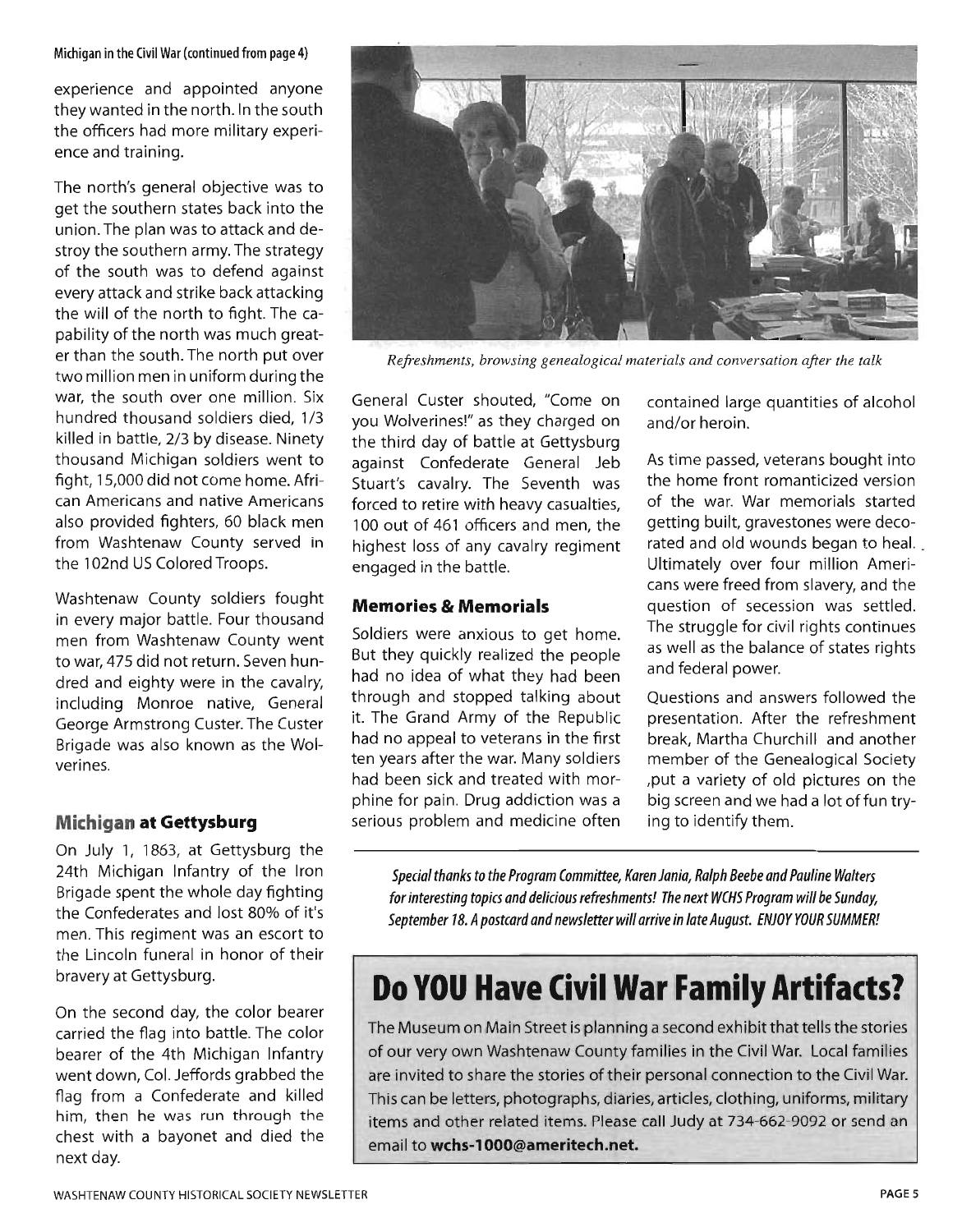Michigan in the Civil War (continued from page 4)

experience and appointed anyone they wanted in the north. In the south the officers had more military experience and training.

The north's general objective was to get the southern states back into the union. The plan was to attack and destroy the southern army. The strategy of the south was to defend against every attack and strike back attacking the will of the north to fight. The capability of the north was much greater than the south. The north put over two million men in uniform during the war, the south over one million. Six hundred thousand soldiers died, 1/3 killed in battle, 2/3 by disease. Ninety thousand Michigan soldiers went to fight, 15,000 did not come home. African Americans and native Americans also provided fighters, 60 black men from Washtenaw County served in the 102nd US Colored Troops.

Washtenaw County soldiers fought in every major battle. Four thousand men from Washtenaw County went to war, 475 did not return. Seven hundred and eighty were in the cavalry, including Monroe native, General George Armstrong Custer. The Custer Brigade was also known as the Wolverines.

## Michigan at Gettysburg

On July 1, 1863, at Gettysburg the 24th Michigan Infantry of the Iron Brigade spent the whole day fighting the Confederates and lost 80% of it's men. This regiment was an escort to the Lincoln funeral in honor of their bravery at Gettysburg.

On the second day, the color bearer carried the flag into battle. The color bearer of the 4th Michigan Infantry went down, Col. Jeffords grabbed the flag from a Confederate and killed him, then he was run through the chest with a bayonet and died the next day.

*Refreshments, browsing genealogical materials and conversation after the talk*

General Custer shouted, "Come on you Wolverines!" as they charged on the third day of battle at Gettysburg against Confederate General Jeb Stuart's cavalry. The Seventh was forced to retire with heavy casualties, 100 out of 461 officers and men, the highest loss of any cavalry regiment engaged in the battle.

## Memories & Memorials

Soldiers were anxious to get home. But they quickly realized the people had no idea of what they had been through and stopped talking about it. The Grand Army of the Republic had no appeal to veterans in the first ten years after the war. Many soldiers had been sick and treated with morphine for pain. Drug addiction was a serious problem and medicine often contained large quantities of alcohol and/or heroin.

As time passed, veterans bought into the home front romanticized version of the war. War memorials started getting built, gravestones were decorated and old wounds began to heal. Ultimately over four million Americans were freed from slavery, and the question of secession was settled. The struggle for civil rights continues as well as the balance of states rights and federal power.

Questions and answers followed the presentation. After the refreshment break, Martha Churchill and another member of the Genealogical Society ,put a variety of old pictures on the big screen and we had a lot of fun trying to identify them.

***Special thanks to the Program Committee, Karen Jania, Ralph Beebe and Pauline Walters for interesting topics and delicious refreshments! The next WCHS Program will be Sunday, September 18. A postcard and newsletter will arrive in late August. ENJOY YOUR SUMMER!***

# Do YOU Have Civil War Family Artifacts?

The Museum on Main Street is planning a second exhibit that tells the stories of our very own Washtenaw County families in the Civil War. Local families are invited to share the stories of their personal connection to the Civil War. This can be letters, photographs, diaries, articles, clothing, uniforms, military items and other related items. Please call Judy at 734-662-9092 or send an email to **wchs-1000@ameritech.net.**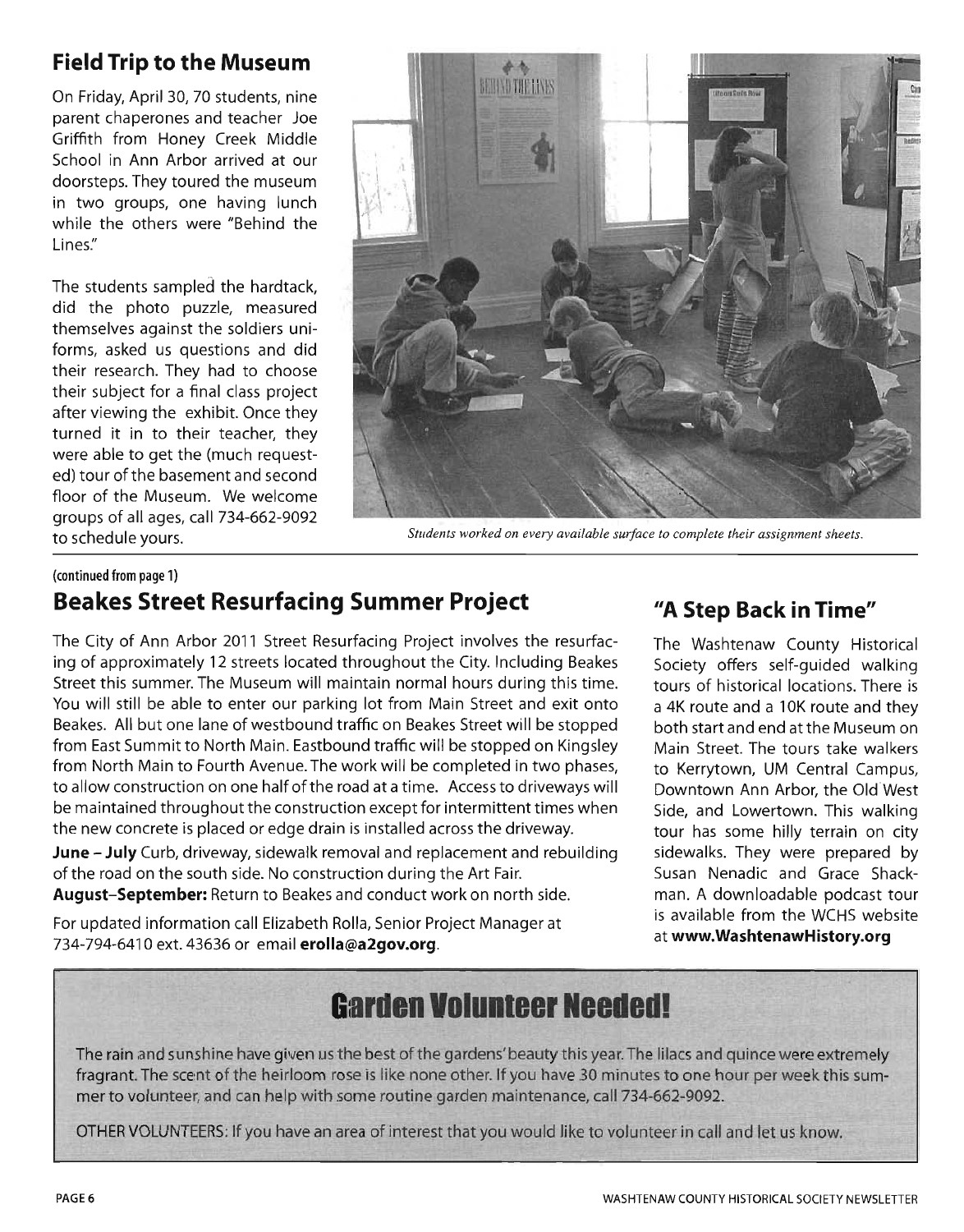## Field Trip to the Museum

On Friday, April 30, 70 students, nine parent chaperones and teacher Joe Griffith from Honey Creek Middle School in Ann Arbor arrived at our doorsteps. They toured the museum in two groups, one having lunch while the others were "Behind the Lines."

The students sampled the hardtack, did the photo puzzle, measured themselves against the soldiers uniforms, asked us questions and did their research. They had to choose their subject for a final class project after viewing the exhibit. Once they turned it in to their teacher, they were able to get the (much requested) tour of the basement and second floor of the Museum. We welcome groups of all ages, call 734-662-9092 to schedule yours.

*Students worked on every available surface to complete their assignment sheets.*

(continued from page 1)

## Beakes Street Resurfacing Summer Project

The City of Ann Arbor 2011 Street Resurfacing Project involves the resurfacing of approximately 12 streets located throughout the City. Including Beakes Street this summer. The Museum will maintain normal hours during this time. You will still be able to enter our parking lot from Main Street and exit onto Beakes. All but one lane of westbound traffic on Beakes Street will be stopped from East Summit to North Main. Eastbound traffic will be stopped on Kingsley from North Main to Fourth Avenue. The work will be completed in two phases, to allow construction on one half of the road at a time. Access to driveways will be maintained throughout the construction except for intermittent times when the new concrete is placed or edge drain is installed across the driveway.

**June – July** Curb, driveway, sidewalk removal and replacement and rebuilding of the road on the south side. No construction during the Art Fair.

**August–September:** Return to Beakes and conduct work on north side.

For updated information call Elizabeth Rolla, Senior Project Manager at 734-794-6410 ext. 43636 or email **erolla@a2gov.org**.

## "A Step Back in Time"

The Washtenaw County Historical Society offers self-guided walking tours of historical locations. There is a 4K route and a 10K route and they both start and end at the Museum on Main Street. The tours take walkers to Kerrytown, UM Central Campus, Downtown Ann Arbor, the Old West Side, and Lowertown. This walking tour has some hilly terrain on city sidewalks. They were prepared by Susan Nenadic and Grace Shackman. A downloadable podcast tour is available from the WCHS website at **www.WashtenawHistory.org**

## Garden Volunteer Needed!

The rain and sunshine have given us the best of the gardens' beauty this year. The lilacs and quince were extremely fragrant. The scent of the heirloom rose is like none other. If you have 30 minutes to one hour per week this summer to volunteer, and can help with some routine garden maintenance, call 734-662-9092.

OTHER VOLUNTEERS: If you have an area of interest that you would like to volunteer in call and let us know.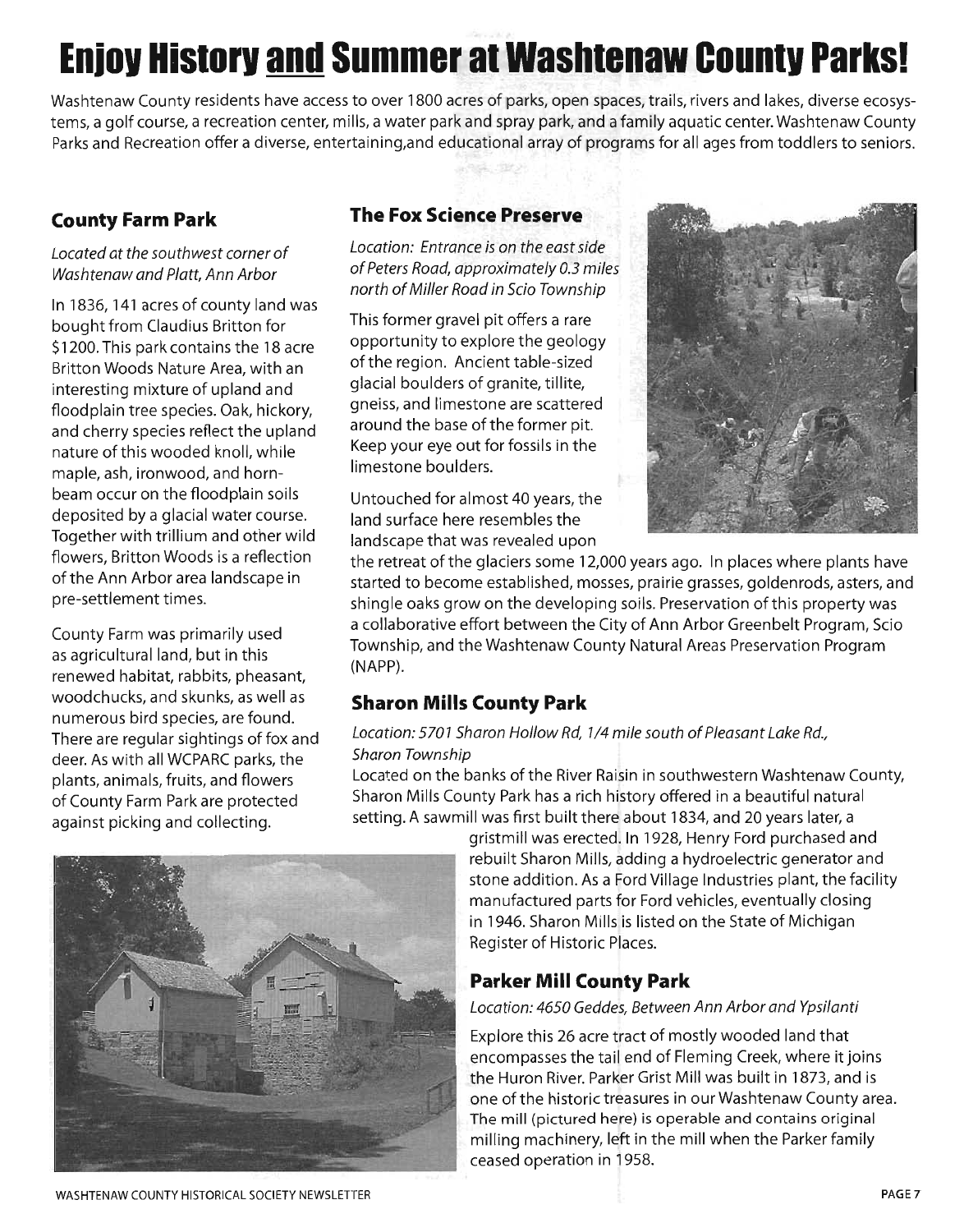# Enjoy History and Summer at Washtenaw County Parks!

Washtenaw County residents have access to over 1800 acres of parks, open spaces, trails, rivers and lakes, diverse ecosystems, a golf course, a recreation center, mills, a water park and spray park, and a family aquatic center. Washtenaw County Parks and Recreation offer a diverse, entertaining,and educational array of programs for all ages from toddlers to seniors.

## County Farm Park

*Located at the southwest corner of Washtenaw and Platt, Ann Arbor*

In 1836, 141 acres of county land was bought from Claudius Britton for $1200. This park contains the 18 acre Britton Woods Nature Area, with an interesting mixture of upland and floodplain tree species. Oak, hickory, and cherry species reflect the upland nature of this wooded knoll, while maple, ash, ironwood, and hornbeam occur on the floodplain soils deposited by a glacial water course. Together with trillium and other wild flowers, Britton Woods is a reflection of the Ann Arbor area landscape in pre-settlement times.

County Farm was primarily used as agricultural land, but in this renewed habitat, rabbits, pheasant, woodchucks, and skunks, as well as numerous bird species, are found. There are regular sightings of fox and deer. As with all WCPARC parks, the plants, animals, fruits, and flowers of County Farm Park are protected against picking and collecting.

## The Fox Science Preserve

*Location: Entrance is on the east side of Peters Road, approximately 0.3 miles north of Miller Road in Scio Township*

This former gravel pit offers a rare opportunity to explore the geology of the region. Ancient table-sized glacial boulders of granite, tillite, gneiss, and limestone are scattered around the base of the former pit. Keep your eye out for fossils in the limestone boulders.

Untouched for almost 40 years, the land surface here resembles the landscape that was revealed upon the retreat of the glaciers some 12,000 years ago. In places where plants have started to become established, mosses, prairie grasses, goldenrods, asters, and shingle oaks grow on the developing soils. Preservation of this property was a collaborative effort between the City of Ann Arbor Greenbelt Program, Scio Township, and the Washtenaw County Natural Areas Preservation Program (NAPP).

## Sharon Mills County Park

*Location: 5701 Sharon Hollow Rd, 1/4 mile south of Pleasant Lake Rd., Sharon Township*

Located on the banks of the River Raisin in southwestern Washtenaw County, Sharon Mills County Park has a rich history offered in a beautiful natural setting. A sawmill was first built there about 1834, and 20 years later, a gristmill was erected. In 1928, Henry Ford purchased and rebuilt Sharon Mills, adding a hydroelectric generator and stone addition. As a Ford Village Industries plant, the facility manufactured parts for Ford vehicles, eventually closing in 1946. Sharon Mills is listed on the State of Michigan Register of Historic Places.

## Parker Mill County Park

*Location: 4650 Geddes, Between Ann Arbor and Ypsilanti*

Explore this 26 acre tract of mostly wooded land that encompasses the tail end of Fleming Creek, where it joins the Huron River. Parker Grist Mill was built in 1873, and is one of the historic treasures in our Washtenaw County area. The mill (pictured here) is operable and contains original milling machinery, left in the mill when the Parker family ceased operation in 1958.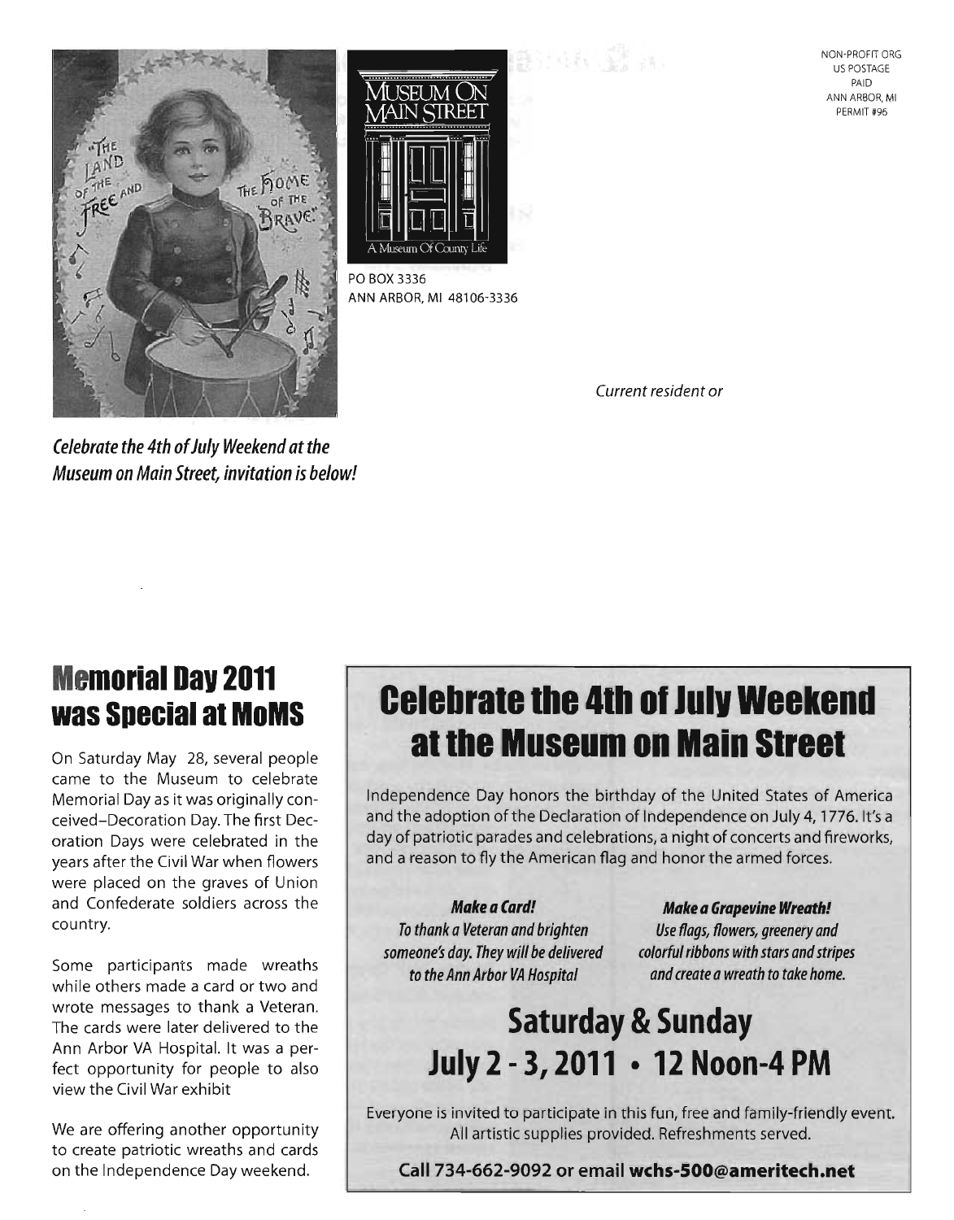NON-PROFIT ORG
US POSTAGE
PAID
ANN ARBOR, MI
PERMIT #96

MUSEUM ON MAIN STREET

A Museum Of County Life

PO BOX 3336
ANN ARBOR, MI 48106-3336

*Current resident or*

*Celebrate the 4th of July Weekend at the Museum on Main Street, invitation is below!*

## Memorial Day 2011 was Special at MoMS

On Saturday May 28, several people came to the Museum to celebrate Memorial Day as it was originally conceived–Decoration Day. The first Decoration Days were celebrated in the years after the Civil War when flowers were placed on the graves of Union and Confederate soldiers across the country.

Some participants made wreaths while others made a card or two and wrote messages to thank a Veteran. The cards were later delivered to the Ann Arbor VA Hospital. It was a perfect opportunity for people to also view the Civil War exhibit

We are offering another opportunity to create patriotic wreaths and cards on the Independence Day weekend.

## Celebrate the 4th of July Weekend at the Museum on Main Street

Independence Day honors the birthday of the United States of America and the adoption of the Declaration of Independence on July 4, 1776. It's a day of patriotic parades and celebrations, a night of concerts and fireworks, and a reason to fly the American flag and honor the armed forces.

***Make a Card!***
*To thank a Veteran and brighten someone's day. They will be delivered to the Ann Arbor VA Hospital*

***Make a Grapevine Wreath!***
*Use flags, flowers, greenery and colorful ribbons with stars and stripes and create a wreath to take home.*

### Saturday & Sunday July 2 - 3, 2011 • 12 Noon-4 PM

Everyone is invited to participate in this fun, free and family-friendly event. All artistic supplies provided. Refreshments served.

**Call 734-662-9092 or email wchs-500@ameritech.net**